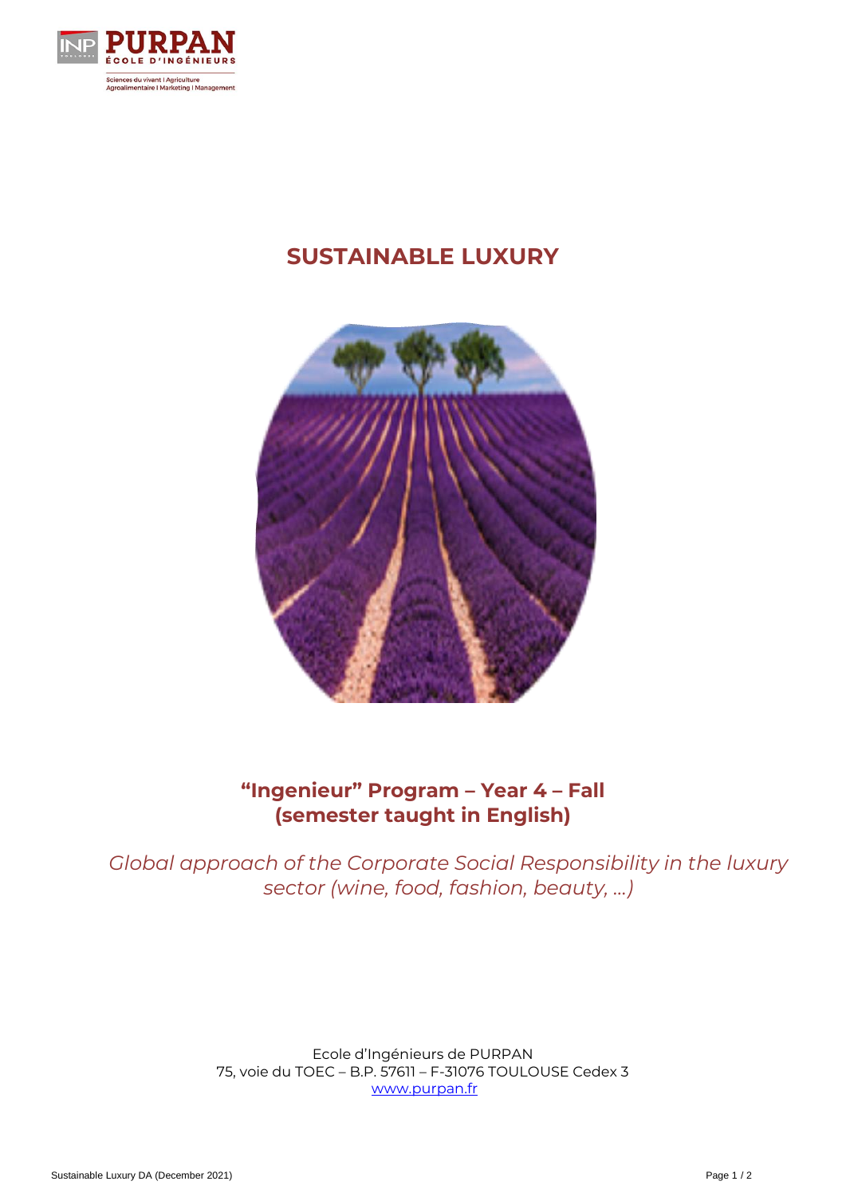# SUSTAINABLE LUXURY

## "Ingenieur" Program – Year 4 – Fall (semester taught in English)

*Global approach of the Corporate Social Responsibility in the luxury sector (wine, food, fashion, beauty, …)*

Ecole d'Ingénieurs de PURPAN
75, voie du TOEC – B.P. 57611 – F-31076 TOULOUSE Cedex 3
www.purpan.fr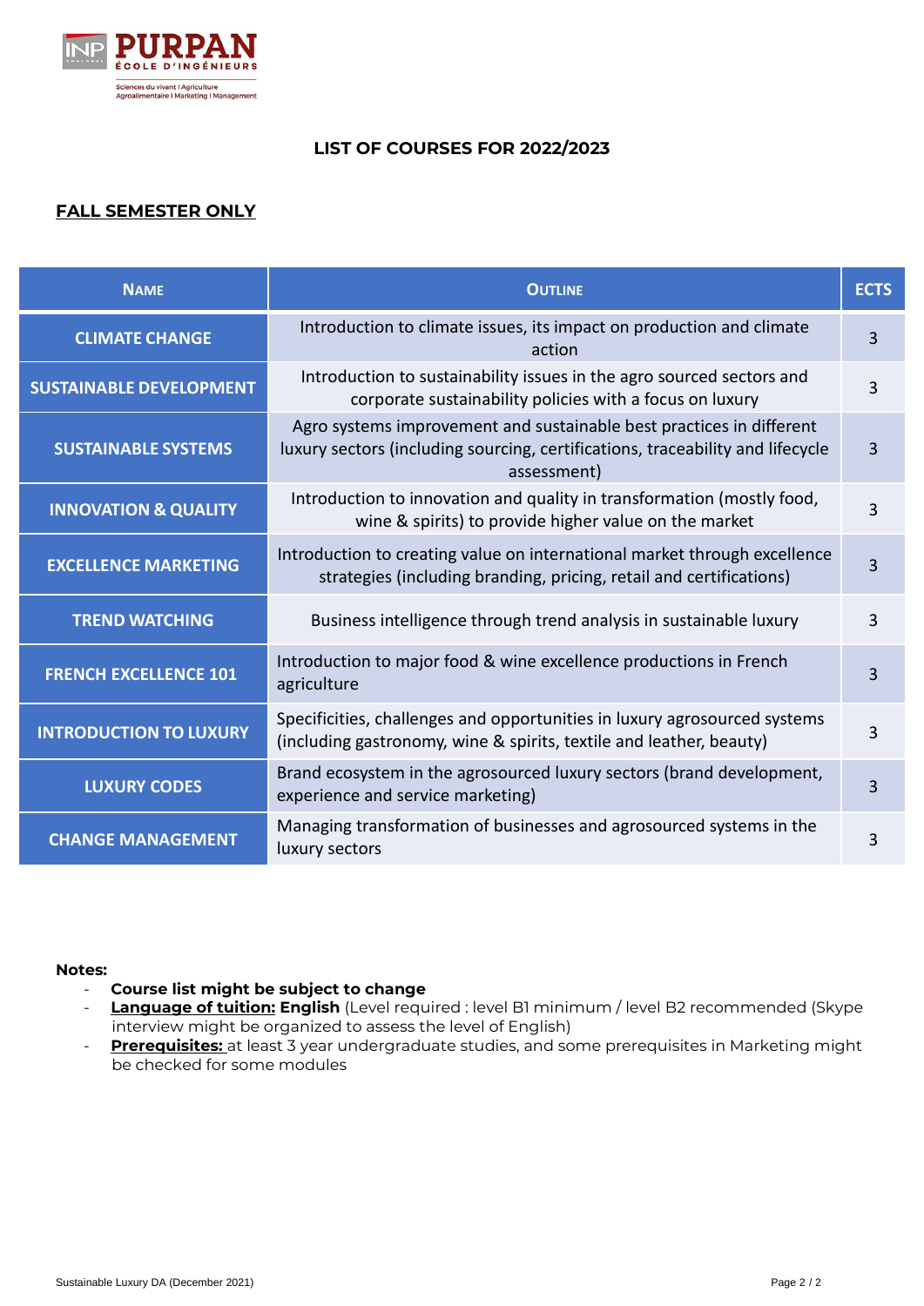# LIST OF COURSES FOR 2022/2023

## FALL SEMESTER ONLY

| NAME | OUTLINE | ECTS |
|---|---|---|
| CLIMATE CHANGE | Introduction to climate issues, its impact on production and climate action | 3 |
| SUSTAINABLE DEVELOPMENT | Introduction to sustainability issues in the agro sourced sectors and corporate sustainability policies with a focus on luxury | 3 |
| SUSTAINABLE SYSTEMS | Agro systems improvement and sustainable best practices in different luxury sectors (including sourcing, certifications, traceability and lifecycle assessment) | 3 |
| INNOVATION & QUALITY | Introduction to innovation and quality in transformation (mostly food, wine & spirits) to provide higher value on the market | 3 |
| EXCELLENCE MARKETING | Introduction to creating value on international market through excellence strategies (including branding, pricing, retail and certifications) | 3 |
| TREND WATCHING | Business intelligence through trend analysis in sustainable luxury | 3 |
| FRENCH EXCELLENCE 101 | Introduction to major food & wine excellence productions in French agriculture | 3 |
| INTRODUCTION TO LUXURY | Specificities, challenges and opportunities in luxury agrosourced systems (including gastronomy, wine & spirits, textile and leather, beauty) | 3 |
| LUXURY CODES | Brand ecosystem in the agrosourced luxury sectors (brand development, experience and service marketing) | 3 |
| CHANGE MANAGEMENT | Managing transformation of businesses and agrosourced systems in the luxury sectors | 3 |

**Notes:**

- **Course list might be subject to change**
- **Language of tuition: English** (Level required : level B1 minimum / level B2 recommended (Skype interview might be organized to assess the level of English)
- **Prerequisites:** at least 3 year undergraduate studies, and some prerequisites in Marketing might be checked for some modules